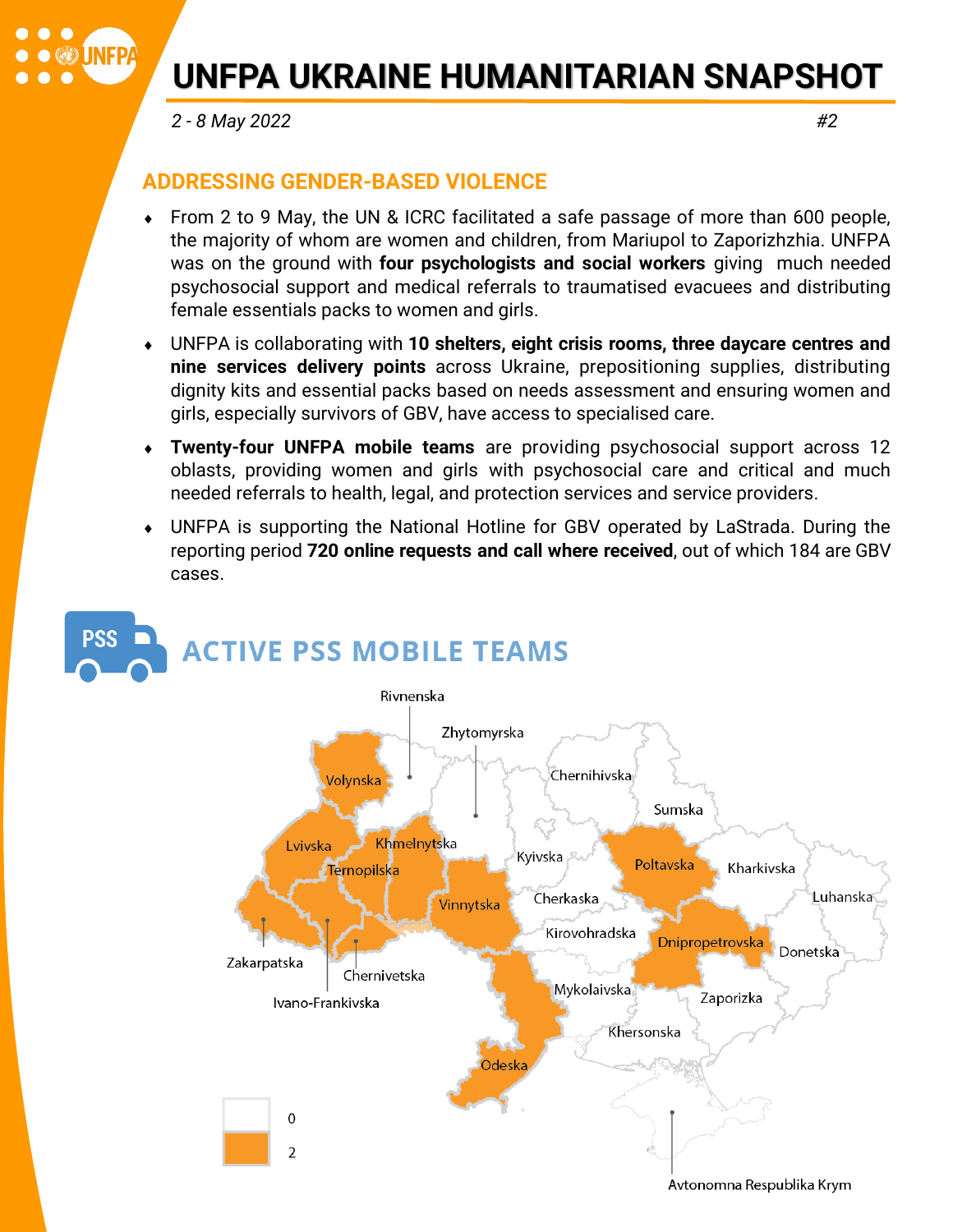# UNFPA UKRAINE HUMANITARIAN SNAPSHOT

*2 - 8 May 2022* *#2*

## ADDRESSING GENDER-BASED VIOLENCE

- From 2 to 9 May, the UN & ICRC facilitated a safe passage of more than 600 people, the majority of whom are women and children, from Mariupol to Zaporizhzhia. UNFPA was on the ground with **four psychologists and social workers** giving much needed psychosocial support and medical referrals to traumatised evacuees and distributing female essentials packs to women and girls.
- UNFPA is collaborating with **10 shelters, eight crisis rooms, three daycare centres and nine services delivery points** across Ukraine, prepositioning supplies, distributing dignity kits and essential packs based on needs assessment and ensuring women and girls, especially survivors of GBV, have access to specialised care.
- **Twenty-four UNFPA mobile teams** are providing psychosocial support across 12 oblasts, providing women and girls with psychosocial care and critical and much needed referrals to health, legal, and protection services and service providers.
- UNFPA is supporting the National Hotline for GBV operated by LaStrada. During the reporting period **720 online requests and call where received**, out of which 184 are GBV cases.

## ACTIVE PSS MOBILE TEAMS

Map legend: 0 / 2

Oblasts with 2 teams: Volynska, Lvivska, Zakarpatska, Ivano-Frankivska, Ternopilska, Khmelnytska, Chernivetska, Vinnytska, Odeska, Poltavska, Dnipropetrovska

Oblasts with 0 teams: Rivnenska, Zhytomyrska, Chernihivska, Sumska, Kyivska, Cherkaska, Kharkivska, Luhanska, Kirovohradska, Donetska, Mykolaivska, Zaporizka, Khersonska, Avtonomna Respublika Krym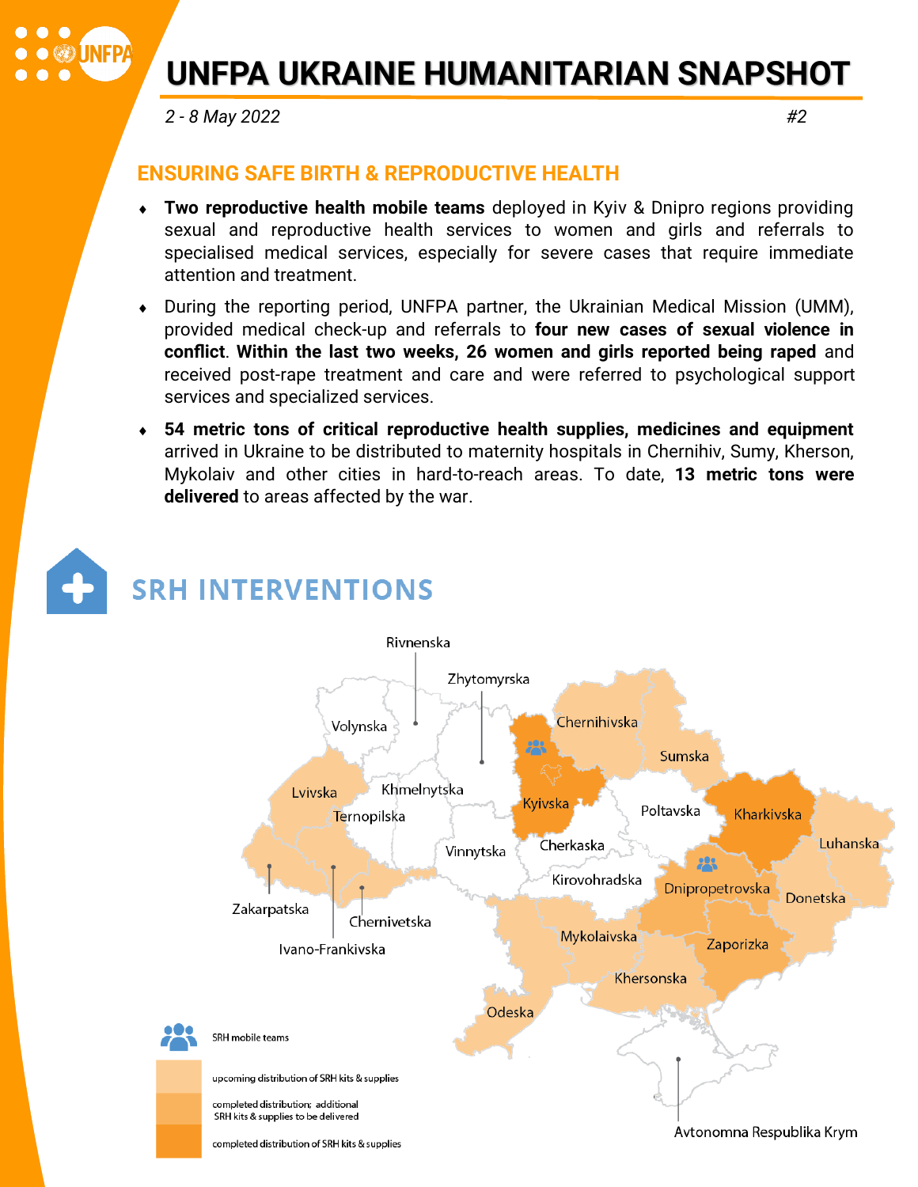# UNFPA UKRAINE HUMANITARIAN SNAPSHOT

*2 - 8 May 2022* *#2*

## ENSURING SAFE BIRTH & REPRODUCTIVE HEALTH

- **Two reproductive health mobile teams** deployed in Kyiv & Dnipro regions providing sexual and reproductive health services to women and girls and referrals to specialised medical services, especially for severe cases that require immediate attention and treatment.
- During the reporting period, UNFPA partner, the Ukrainian Medical Mission (UMM), provided medical check-up and referrals to **four new cases of sexual violence in conflict**. **Within the last two weeks, 26 women and girls reported being raped** and received post-rape treatment and care and were referred to psychological support services and specialized services.
- **54 metric tons of critical reproductive health supplies, medicines and equipment** arrived in Ukraine to be distributed to maternity hospitals in Chernihiv, Sumy, Kherson, Mykolaiv and other cities in hard-to-reach areas. To date, **13 metric tons were delivered** to areas affected by the war.

## SRH INTERVENTIONS

Rivnenska, Zhytomyrska, Volynska, Chernihivska, Sumska, Lvivska, Khmelnytska, Ternopilska, Kyivska, Poltavska, Kharkivska, Luhanska, Vinnytska, Cherkaska, Kirovohradska, Dnipropetrovska, Donetska, Zakarpatska, Chernivetska, Ivano-Frankivska, Mykolaivska, Zaporizka, Khersonska, Odeska, Avtonomna Respublika Krym

- SRH mobile teams
- upcoming distribution of SRH kits & supplies
- completed distribution; additional SRH kits & supplies to be delivered
- completed distribution of SRH kits & supplies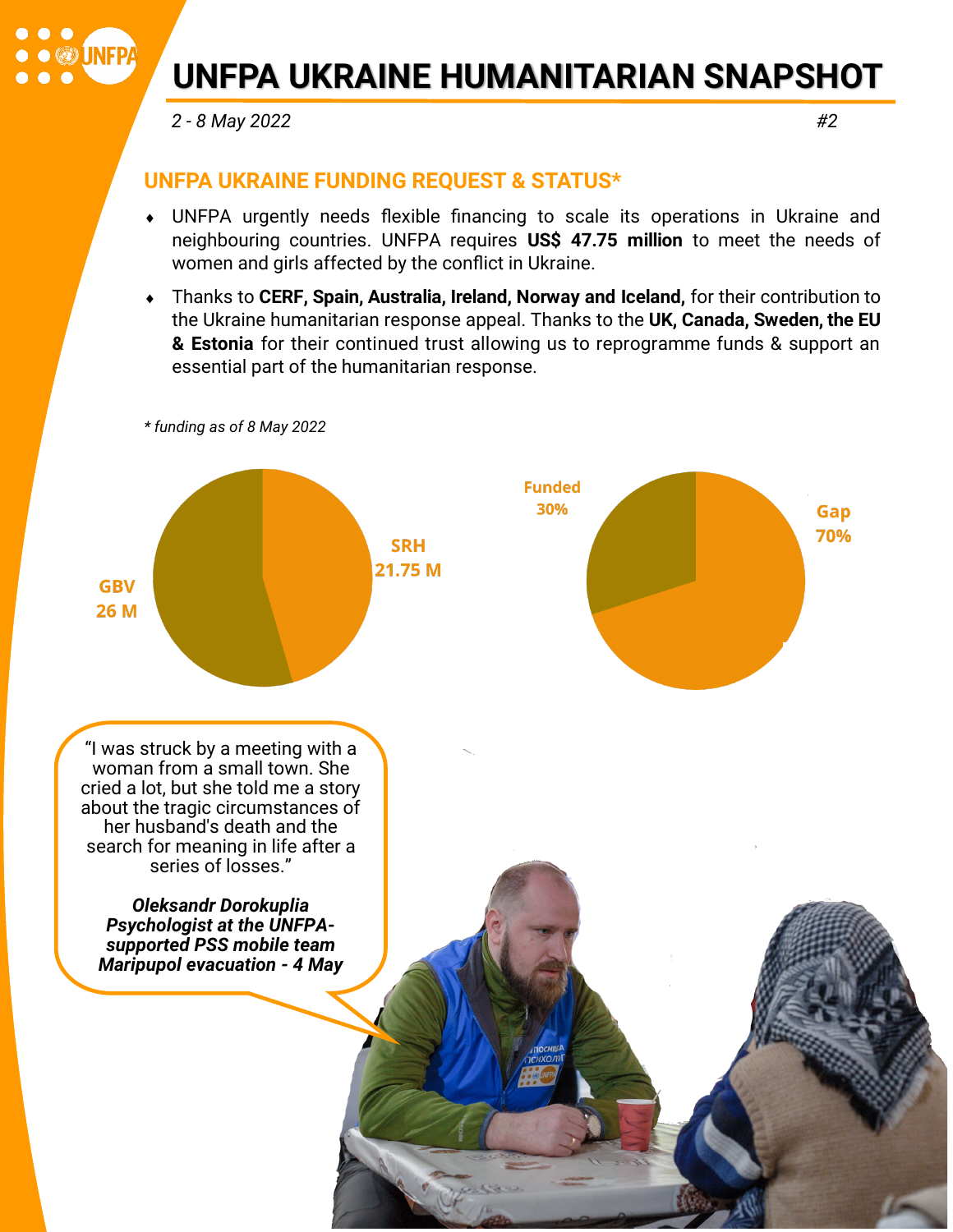# UNFPA UKRAINE HUMANITARIAN SNAPSHOT

*2 - 8 May 2022* #2

## UNFPA UKRAINE FUNDING REQUEST & STATUS*

- UNFPA urgently needs flexible financing to scale its operations in Ukraine and neighbouring countries. UNFPA requires **US$ 47.75 million** to meet the needs of women and girls affected by the conflict in Ukraine.
- Thanks to **CERF, Spain, Australia, Ireland, Norway and Iceland,** for their contribution to the Ukraine humanitarian response appeal. Thanks to the **UK, Canada, Sweden, the EU & Estonia** for their continued trust allowing us to reprogramme funds & support an essential part of the humanitarian response.

*\* funding as of 8 May 2022*

GBV
26 M

SRH
21.75 M

Funded
30%

Gap
70%

"I was struck by a meeting with a woman from a small town. She cried a lot, but she told me a story about the tragic circumstances of her husband's death and the search for meaning in life after a series of losses."

***Oleksandr Dorokuplia***
***Psychologist at the UNFPA-supported PSS mobile team***
***Maripupol evacuation - 4 May***